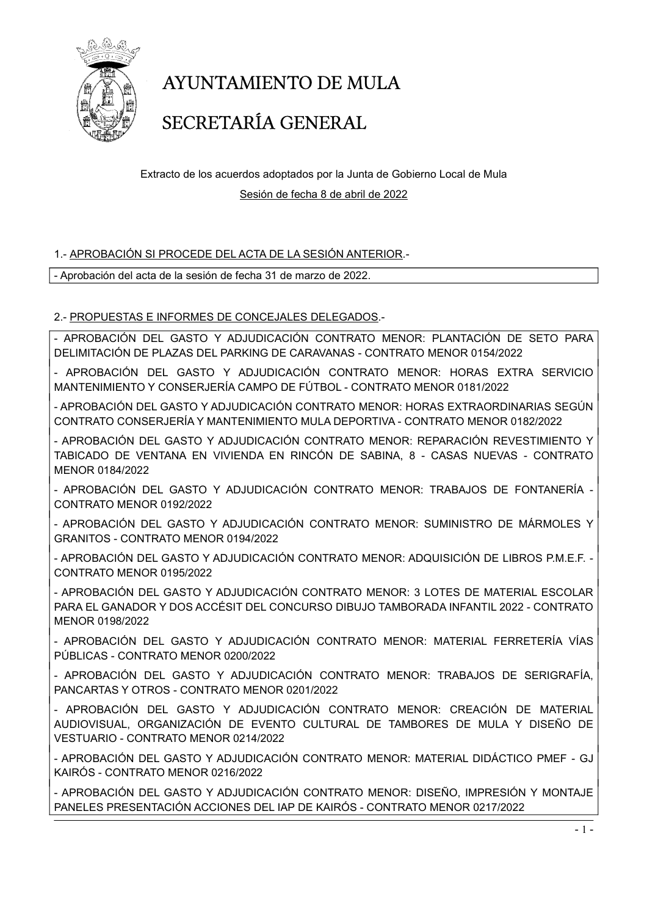# AYUNTAMIENTO DE MULA

# SECRETARÍA GENERAL

Extracto de los acuerdos adoptados por la Junta de Gobierno Local de Mula

Sesión de fecha 8 de abril de 2022

## 1.- APROBACIÓN SI PROCEDE DEL ACTA DE LA SESIÓN ANTERIOR.-

- Aprobación del acta de la sesión de fecha 31 de marzo de 2022.

## 2.- PROPUESTAS E INFORMES DE CONCEJALES DELEGADOS.-

- APROBACIÓN DEL GASTO Y ADJUDICACIÓN CONTRATO MENOR: PLANTACIÓN DE SETO PARA DELIMITACIÓN DE PLAZAS DEL PARKING DE CARAVANAS - CONTRATO MENOR 0154/2022

- APROBACIÓN DEL GASTO Y ADJUDICACIÓN CONTRATO MENOR: HORAS EXTRA SERVICIO MANTENIMIENTO Y CONSERJERÍA CAMPO DE FÚTBOL - CONTRATO MENOR 0181/2022

- APROBACIÓN DEL GASTO Y ADJUDICACIÓN CONTRATO MENOR: HORAS EXTRAORDINARIAS SEGÚN CONTRATO CONSERJERÍA Y MANTENIMIENTO MULA DEPORTIVA - CONTRATO MENOR 0182/2022

- APROBACIÓN DEL GASTO Y ADJUDICACIÓN CONTRATO MENOR: REPARACIÓN REVESTIMIENTO Y TABICADO DE VENTANA EN VIVIENDA EN RINCÓN DE SABINA, 8 - CASAS NUEVAS - CONTRATO MENOR 0184/2022

- APROBACIÓN DEL GASTO Y ADJUDICACIÓN CONTRATO MENOR: TRABAJOS DE FONTANERÍA - CONTRATO MENOR 0192/2022

- APROBACIÓN DEL GASTO Y ADJUDICACIÓN CONTRATO MENOR: SUMINISTRO DE MÁRMOLES Y GRANITOS - CONTRATO MENOR 0194/2022

- APROBACIÓN DEL GASTO Y ADJUDICACIÓN CONTRATO MENOR: ADQUISICIÓN DE LIBROS P.M.E.F. - CONTRATO MENOR 0195/2022

- APROBACIÓN DEL GASTO Y ADJUDICACIÓN CONTRATO MENOR: 3 LOTES DE MATERIAL ESCOLAR PARA EL GANADOR Y DOS ACCÉSIT DEL CONCURSO DIBUJO TAMBORADA INFANTIL 2022 - CONTRATO MENOR 0198/2022

- APROBACIÓN DEL GASTO Y ADJUDICACIÓN CONTRATO MENOR: MATERIAL FERRETERÍA VÍAS PÚBLICAS - CONTRATO MENOR 0200/2022

- APROBACIÓN DEL GASTO Y ADJUDICACIÓN CONTRATO MENOR: TRABAJOS DE SERIGRAFÍA, PANCARTAS Y OTROS - CONTRATO MENOR 0201/2022

- APROBACIÓN DEL GASTO Y ADJUDICACIÓN CONTRATO MENOR: CREACIÓN DE MATERIAL AUDIOVISUAL, ORGANIZACIÓN DE EVENTO CULTURAL DE TAMBORES DE MULA Y DISEÑO DE VESTUARIO - CONTRATO MENOR 0214/2022

- APROBACIÓN DEL GASTO Y ADJUDICACIÓN CONTRATO MENOR: MATERIAL DIDÁCTICO PMEF - GJ KAIRÓS - CONTRATO MENOR 0216/2022

- APROBACIÓN DEL GASTO Y ADJUDICACIÓN CONTRATO MENOR: DISEÑO, IMPRESIÓN Y MONTAJE PANELES PRESENTACIÓN ACCIONES DEL IAP DE KAIRÓS - CONTRATO MENOR 0217/2022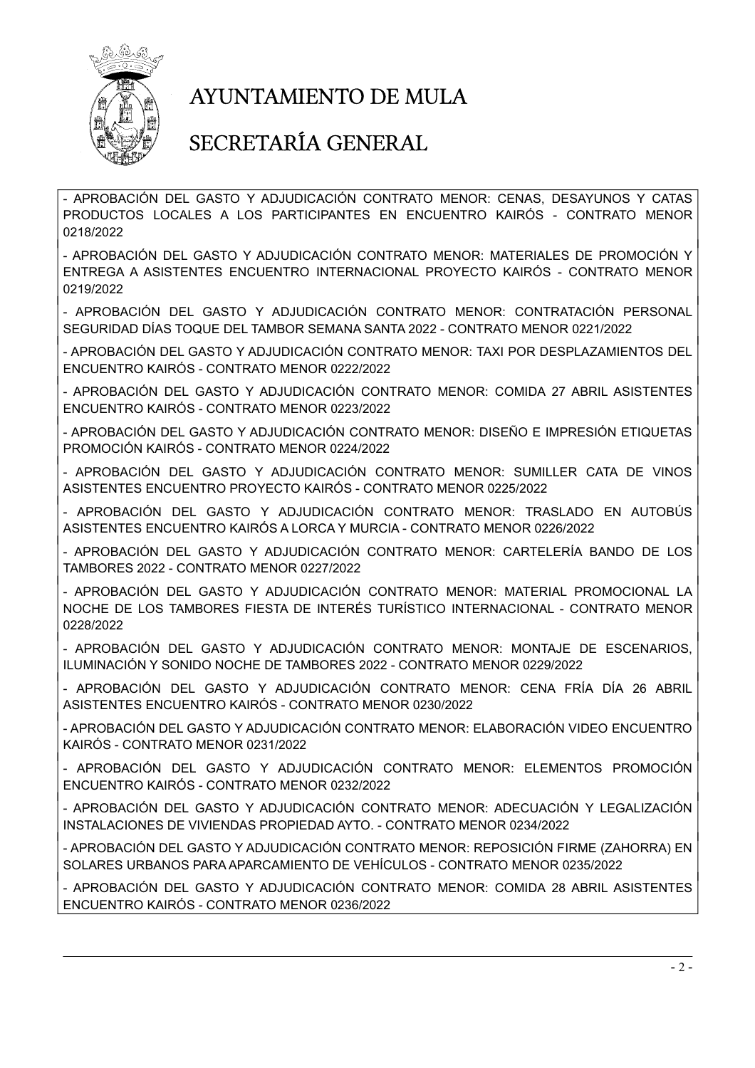- APROBACIÓN DEL GASTO Y ADJUDICACIÓN CONTRATO MENOR: CENAS, DESAYUNOS Y CATAS PRODUCTOS LOCALES A LOS PARTICIPANTES EN ENCUENTRO KAIRÓS - CONTRATO MENOR 0218/2022

- APROBACIÓN DEL GASTO Y ADJUDICACIÓN CONTRATO MENOR: MATERIALES DE PROMOCIÓN Y ENTREGA A ASISTENTES ENCUENTRO INTERNACIONAL PROYECTO KAIRÓS - CONTRATO MENOR 0219/2022

- APROBACIÓN DEL GASTO Y ADJUDICACIÓN CONTRATO MENOR: CONTRATACIÓN PERSONAL SEGURIDAD DÍAS TOQUE DEL TAMBOR SEMANA SANTA 2022 - CONTRATO MENOR 0221/2022

- APROBACIÓN DEL GASTO Y ADJUDICACIÓN CONTRATO MENOR: TAXI POR DESPLAZAMIENTOS DEL ENCUENTRO KAIRÓS - CONTRATO MENOR 0222/2022

- APROBACIÓN DEL GASTO Y ADJUDICACIÓN CONTRATO MENOR: COMIDA 27 ABRIL ASISTENTES ENCUENTRO KAIRÓS - CONTRATO MENOR 0223/2022

- APROBACIÓN DEL GASTO Y ADJUDICACIÓN CONTRATO MENOR: DISEÑO E IMPRESIÓN ETIQUETAS PROMOCIÓN KAIRÓS - CONTRATO MENOR 0224/2022

- APROBACIÓN DEL GASTO Y ADJUDICACIÓN CONTRATO MENOR: SUMILLER CATA DE VINOS ASISTENTES ENCUENTRO PROYECTO KAIRÓS - CONTRATO MENOR 0225/2022

- APROBACIÓN DEL GASTO Y ADJUDICACIÓN CONTRATO MENOR: TRASLADO EN AUTOBÚS ASISTENTES ENCUENTRO KAIRÓS A LORCA Y MURCIA - CONTRATO MENOR 0226/2022

- APROBACIÓN DEL GASTO Y ADJUDICACIÓN CONTRATO MENOR: CARTELERÍA BANDO DE LOS TAMBORES 2022 - CONTRATO MENOR 0227/2022

- APROBACIÓN DEL GASTO Y ADJUDICACIÓN CONTRATO MENOR: MATERIAL PROMOCIONAL LA NOCHE DE LOS TAMBORES FIESTA DE INTERÉS TURÍSTICO INTERNACIONAL - CONTRATO MENOR 0228/2022

- APROBACIÓN DEL GASTO Y ADJUDICACIÓN CONTRATO MENOR: MONTAJE DE ESCENARIOS, ILUMINACIÓN Y SONIDO NOCHE DE TAMBORES 2022 - CONTRATO MENOR 0229/2022

- APROBACIÓN DEL GASTO Y ADJUDICACIÓN CONTRATO MENOR: CENA FRÍA DÍA 26 ABRIL ASISTENTES ENCUENTRO KAIRÓS - CONTRATO MENOR 0230/2022

- APROBACIÓN DEL GASTO Y ADJUDICACIÓN CONTRATO MENOR: ELABORACIÓN VIDEO ENCUENTRO KAIRÓS - CONTRATO MENOR 0231/2022

- APROBACIÓN DEL GASTO Y ADJUDICACIÓN CONTRATO MENOR: ELEMENTOS PROMOCIÓN ENCUENTRO KAIRÓS - CONTRATO MENOR 0232/2022

- APROBACIÓN DEL GASTO Y ADJUDICACIÓN CONTRATO MENOR: ADECUACIÓN Y LEGALIZACIÓN INSTALACIONES DE VIVIENDAS PROPIEDAD AYTO. - CONTRATO MENOR 0234/2022

- APROBACIÓN DEL GASTO Y ADJUDICACIÓN CONTRATO MENOR: REPOSICIÓN FIRME (ZAHORRA) EN SOLARES URBANOS PARA APARCAMIENTO DE VEHÍCULOS - CONTRATO MENOR 0235/2022

- APROBACIÓN DEL GASTO Y ADJUDICACIÓN CONTRATO MENOR: COMIDA 28 ABRIL ASISTENTES ENCUENTRO KAIRÓS - CONTRATO MENOR 0236/2022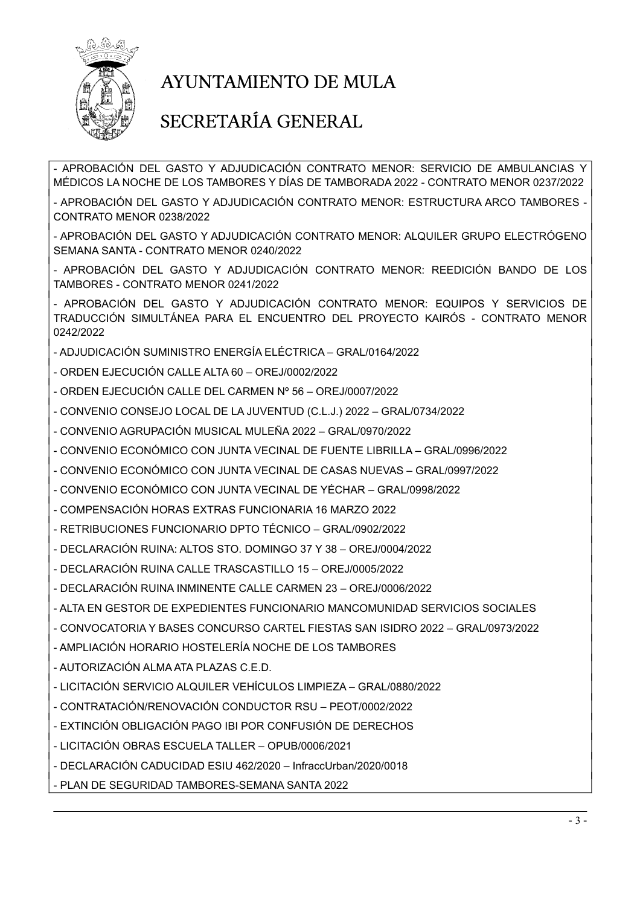- APROBACIÓN DEL GASTO Y ADJUDICACIÓN CONTRATO MENOR: SERVICIO DE AMBULANCIAS Y MÉDICOS LA NOCHE DE LOS TAMBORES Y DÍAS DE TAMBORADA 2022 - CONTRATO MENOR 0237/2022

- APROBACIÓN DEL GASTO Y ADJUDICACIÓN CONTRATO MENOR: ESTRUCTURA ARCO TAMBORES - CONTRATO MENOR 0238/2022

- APROBACIÓN DEL GASTO Y ADJUDICACIÓN CONTRATO MENOR: ALQUILER GRUPO ELECTRÓGENO SEMANA SANTA - CONTRATO MENOR 0240/2022

- APROBACIÓN DEL GASTO Y ADJUDICACIÓN CONTRATO MENOR: REEDICIÓN BANDO DE LOS TAMBORES - CONTRATO MENOR 0241/2022

- APROBACIÓN DEL GASTO Y ADJUDICACIÓN CONTRATO MENOR: EQUIPOS Y SERVICIOS DE TRADUCCIÓN SIMULTÁNEA PARA EL ENCUENTRO DEL PROYECTO KAIRÓS - CONTRATO MENOR 0242/2022

- ADJUDICACIÓN SUMINISTRO ENERGÍA ELÉCTRICA – GRAL/0164/2022

- ORDEN EJECUCIÓN CALLE ALTA 60 – OREJ/0002/2022

- ORDEN EJECUCIÓN CALLE DEL CARMEN Nº 56 – OREJ/0007/2022

- CONVENIO CONSEJO LOCAL DE LA JUVENTUD (C.L.J.) 2022 – GRAL/0734/2022

- CONVENIO AGRUPACIÓN MUSICAL MULEÑA 2022 – GRAL/0970/2022

- CONVENIO ECONÓMICO CON JUNTA VECINAL DE FUENTE LIBRILLA – GRAL/0996/2022

- CONVENIO ECONÓMICO CON JUNTA VECINAL DE CASAS NUEVAS – GRAL/0997/2022

- CONVENIO ECONÓMICO CON JUNTA VECINAL DE YÉCHAR – GRAL/0998/2022

- COMPENSACIÓN HORAS EXTRAS FUNCIONARIA 16 MARZO 2022

- RETRIBUCIONES FUNCIONARIO DPTO TÉCNICO – GRAL/0902/2022

- DECLARACIÓN RUINA: ALTOS STO. DOMINGO 37 Y 38 – OREJ/0004/2022

- DECLARACIÓN RUINA CALLE TRASCASTILLO 15 – OREJ/0005/2022

- DECLARACIÓN RUINA INMINENTE CALLE CARMEN 23 – OREJ/0006/2022

- ALTA EN GESTOR DE EXPEDIENTES FUNCIONARIO MANCOMUNIDAD SERVICIOS SOCIALES

- CONVOCATORIA Y BASES CONCURSO CARTEL FIESTAS SAN ISIDRO 2022 – GRAL/0973/2022

- AMPLIACIÓN HORARIO HOSTELERÍA NOCHE DE LOS TAMBORES

- AUTORIZACIÓN ALMA ATA PLAZAS C.E.D.

- LICITACIÓN SERVICIO ALQUILER VEHÍCULOS LIMPIEZA – GRAL/0880/2022

- CONTRATACIÓN/RENOVACIÓN CONDUCTOR RSU – PEOT/0002/2022

- EXTINCIÓN OBLIGACIÓN PAGO IBI POR CONFUSIÓN DE DERECHOS

- LICITACIÓN OBRAS ESCUELA TALLER – OPUB/0006/2021

- DECLARACIÓN CADUCIDAD ESIU 462/2020 – InfraccUrban/2020/0018

- PLAN DE SEGURIDAD TAMBORES-SEMANA SANTA 2022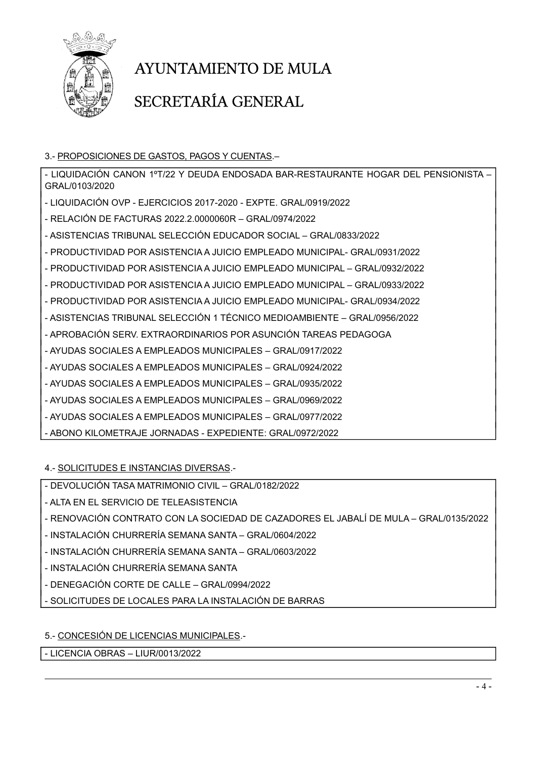AYUNTAMIENTO DE MULA

SECRETARÍA GENERAL

3.- PROPOSICIONES DE GASTOS, PAGOS Y CUENTAS.–

- LIQUIDACIÓN CANON 1ºT/22 Y DEUDA ENDOSADA BAR-RESTAURANTE HOGAR DEL PENSIONISTA – GRAL/0103/2020
- LIQUIDACIÓN OVP - EJERCICIOS 2017-2020 - EXPTE. GRAL/0919/2022
- RELACIÓN DE FACTURAS 2022.2.0000060R – GRAL/0974/2022
- ASISTENCIAS TRIBUNAL SELECCIÓN EDUCADOR SOCIAL – GRAL/0833/2022
- PRODUCTIVIDAD POR ASISTENCIA A JUICIO EMPLEADO MUNICIPAL- GRAL/0931/2022
- PRODUCTIVIDAD POR ASISTENCIA A JUICIO EMPLEADO MUNICIPAL – GRAL/0932/2022
- PRODUCTIVIDAD POR ASISTENCIA A JUICIO EMPLEADO MUNICIPAL – GRAL/0933/2022
- PRODUCTIVIDAD POR ASISTENCIA A JUICIO EMPLEADO MUNICIPAL- GRAL/0934/2022
- ASISTENCIAS TRIBUNAL SELECCIÓN 1 TÉCNICO MEDIOAMBIENTE – GRAL/0956/2022
- APROBACIÓN SERV. EXTRAORDINARIOS POR ASUNCIÓN TAREAS PEDAGOGA
- AYUDAS SOCIALES A EMPLEADOS MUNICIPALES – GRAL/0917/2022
- AYUDAS SOCIALES A EMPLEADOS MUNICIPALES – GRAL/0924/2022
- AYUDAS SOCIALES A EMPLEADOS MUNICIPALES – GRAL/0935/2022
- AYUDAS SOCIALES A EMPLEADOS MUNICIPALES – GRAL/0969/2022
- AYUDAS SOCIALES A EMPLEADOS MUNICIPALES – GRAL/0977/2022
- ABONO KILOMETRAJE JORNADAS - EXPEDIENTE: GRAL/0972/2022

4.- SOLICITUDES E INSTANCIAS DIVERSAS.-

- DEVOLUCIÓN TASA MATRIMONIO CIVIL – GRAL/0182/2022
- ALTA EN EL SERVICIO DE TELEASISTENCIA
- RENOVACIÓN CONTRATO CON LA SOCIEDAD DE CAZADORES EL JABALÍ DE MULA – GRAL/0135/2022
- INSTALACIÓN CHURRERÍA SEMANA SANTA – GRAL/0604/2022
- INSTALACIÓN CHURRERÍA SEMANA SANTA – GRAL/0603/2022
- INSTALACIÓN CHURRERÍA SEMANA SANTA
- DENEGACIÓN CORTE DE CALLE – GRAL/0994/2022
- SOLICITUDES DE LOCALES PARA LA INSTALACIÓN DE BARRAS

5.- CONCESIÓN DE LICENCIAS MUNICIPALES.-

- LICENCIA OBRAS – LIUR/0013/2022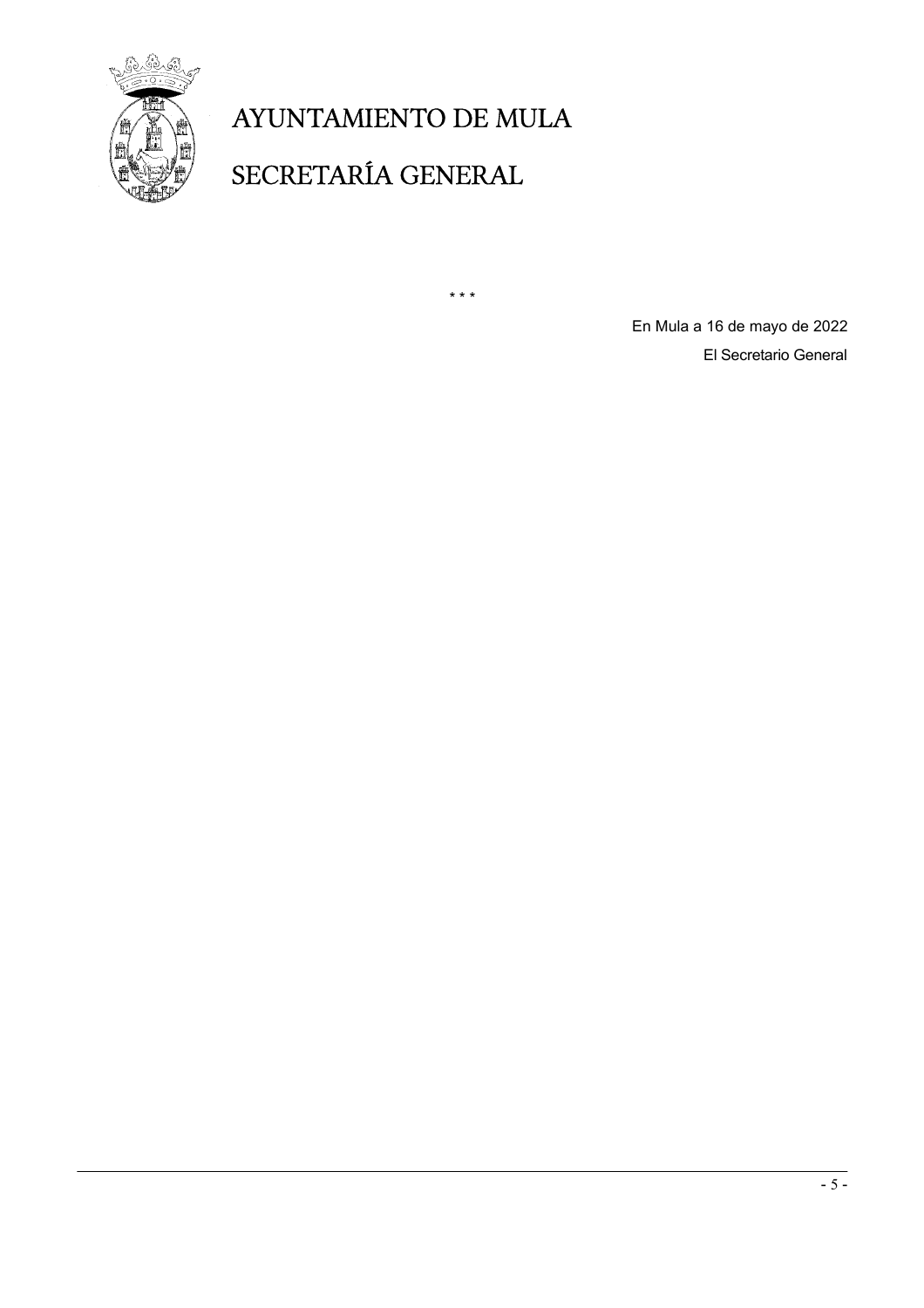# AYUNTAMIENTO DE MULA

# SECRETARÍA GENERAL

\* \* \*

En Mula a 16 de mayo de 2022

El Secretario General